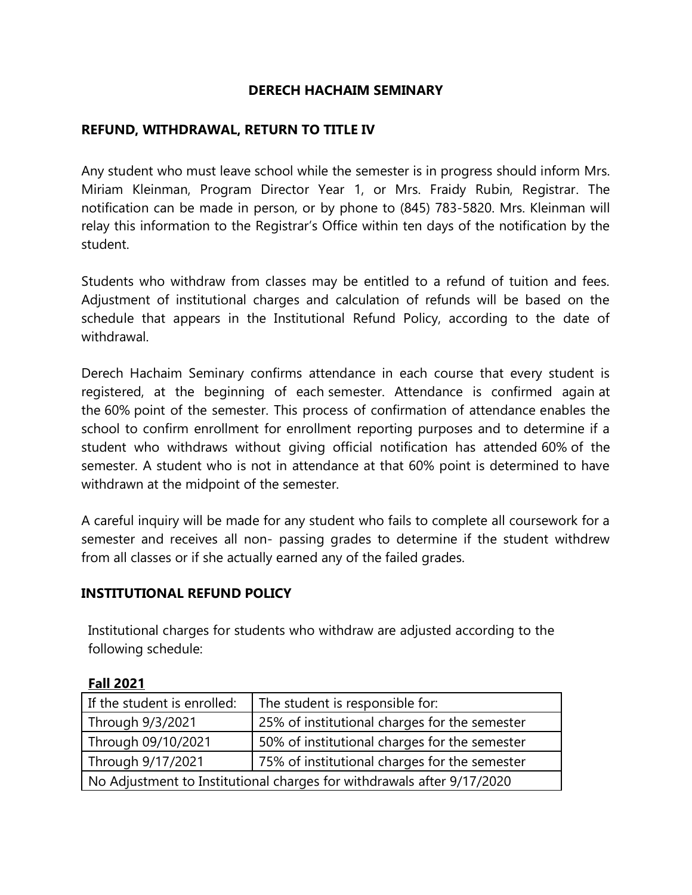# DERECH HACHAIM SEMINARY

## REFUND, WITHDRAWAL, RETURN TO TITLE IV

Any student who must leave school while the semester is in progress should inform Mrs. Miriam Kleinman, Program Director Year 1, or Mrs. Fraidy Rubin, Registrar. The notification can be made in person, or by phone to (845) 783-5820. Mrs. Kleinman will relay this information to the Registrar's Office within ten days of the notification by the student.

Students who withdraw from classes may be entitled to a refund of tuition and fees. Adjustment of institutional charges and calculation of refunds will be based on the schedule that appears in the Institutional Refund Policy, according to the date of withdrawal.

Derech Hachaim Seminary confirms attendance in each course that every student is registered, at the beginning of each semester. Attendance is confirmed again at the 60% point of the semester. This process of confirmation of attendance enables the school to confirm enrollment for enrollment reporting purposes and to determine if a student who withdraws without giving official notification has attended 60% of the semester. A student who is not in attendance at that 60% point is determined to have withdrawn at the midpoint of the semester.

A careful inquiry will be made for any student who fails to complete all coursework for a semester and receives all non- passing grades to determine if the student withdrew from all classes or if she actually earned any of the failed grades.

## INSTITUTIONAL REFUND POLICY

Institutional charges for students who withdraw are adjusted according to the following schedule:

**Fall 2021**

| If the student is enrolled: | The student is responsible for: |
|---|---|
| Through 9/3/2021 | 25% of institutional charges for the semester |
| Through 09/10/2021 | 50% of institutional charges for the semester |
| Through 9/17/2021 | 75% of institutional charges for the semester |
| No Adjustment to Institutional charges for withdrawals after 9/17/2020 | |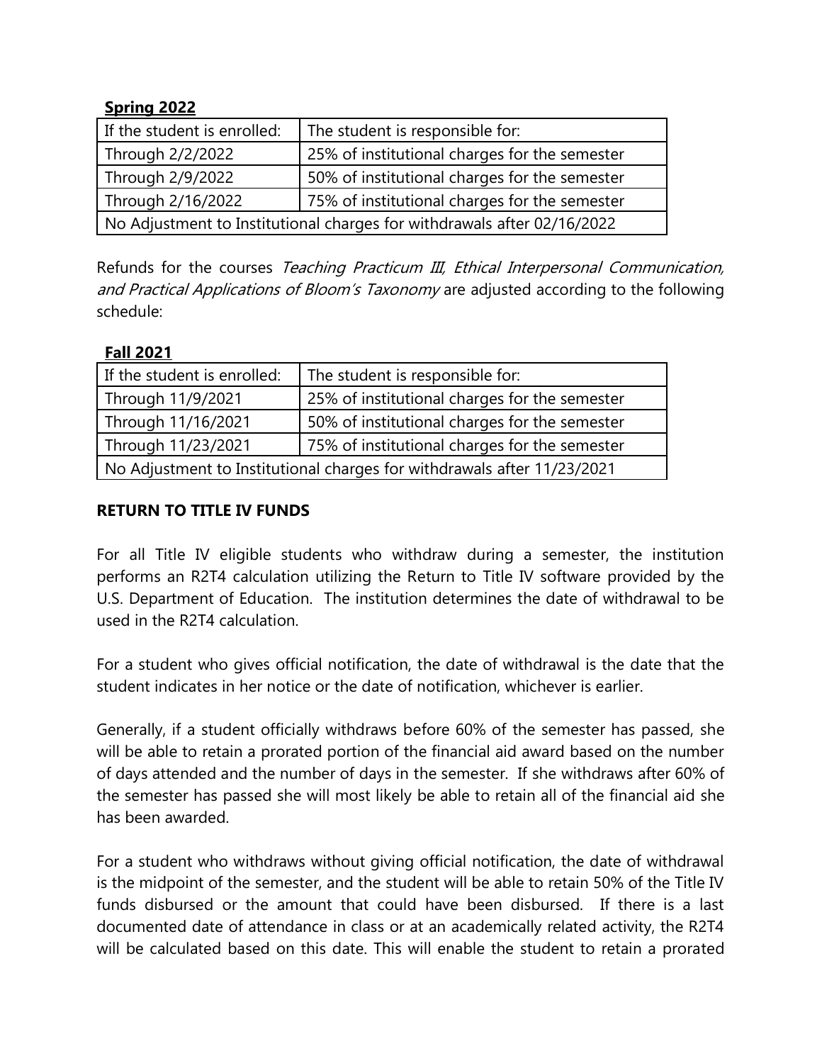**Spring 2022**

| If the student is enrolled: | The student is responsible for: |
| --- | --- |
| Through 2/2/2022 | 25% of institutional charges for the semester |
| Through 2/9/2022 | 50% of institutional charges for the semester |
| Through 2/16/2022 | 75% of institutional charges for the semester |
| No Adjustment to Institutional charges for withdrawals after 02/16/2022 | |

Refunds for the courses *Teaching Practicum III, Ethical Interpersonal Communication, and Practical Applications of Bloom's Taxonomy* are adjusted according to the following schedule:

**Fall 2021**

| If the student is enrolled: | The student is responsible for: |
| --- | --- |
| Through 11/9/2021 | 25% of institutional charges for the semester |
| Through 11/16/2021 | 50% of institutional charges for the semester |
| Through 11/23/2021 | 75% of institutional charges for the semester |
| No Adjustment to Institutional charges for withdrawals after 11/23/2021 | |

## RETURN TO TITLE IV FUNDS

For all Title IV eligible students who withdraw during a semester, the institution performs an R2T4 calculation utilizing the Return to Title IV software provided by the U.S. Department of Education. The institution determines the date of withdrawal to be used in the R2T4 calculation.

For a student who gives official notification, the date of withdrawal is the date that the student indicates in her notice or the date of notification, whichever is earlier.

Generally, if a student officially withdraws before 60% of the semester has passed, she will be able to retain a prorated portion of the financial aid award based on the number of days attended and the number of days in the semester. If she withdraws after 60% of the semester has passed she will most likely be able to retain all of the financial aid she has been awarded.

For a student who withdraws without giving official notification, the date of withdrawal is the midpoint of the semester, and the student will be able to retain 50% of the Title IV funds disbursed or the amount that could have been disbursed. If there is a last documented date of attendance in class or at an academically related activity, the R2T4 will be calculated based on this date. This will enable the student to retain a prorated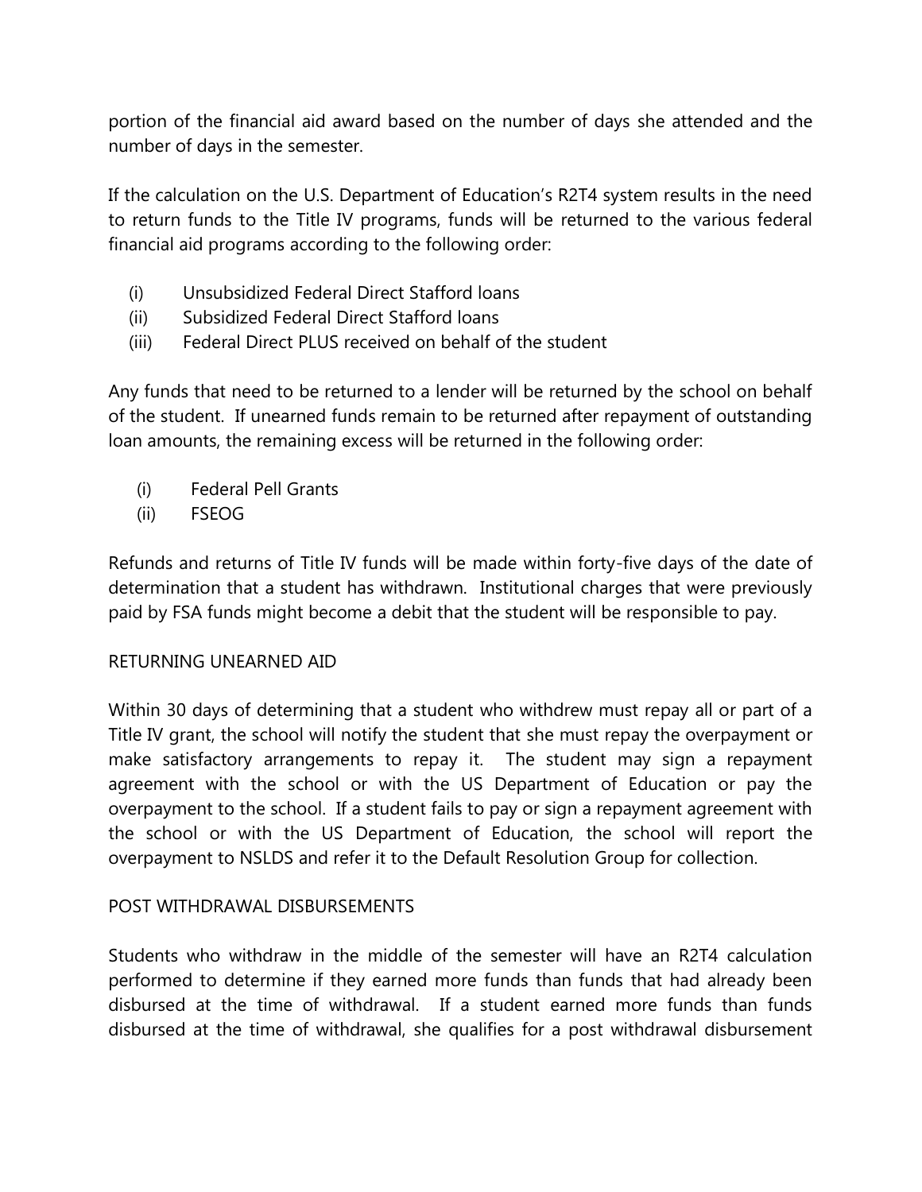portion of the financial aid award based on the number of days she attended and the number of days in the semester.

If the calculation on the U.S. Department of Education's R2T4 system results in the need to return funds to the Title IV programs, funds will be returned to the various federal financial aid programs according to the following order:

(i) Unsubsidized Federal Direct Stafford loans
(ii) Subsidized Federal Direct Stafford loans
(iii) Federal Direct PLUS received on behalf of the student

Any funds that need to be returned to a lender will be returned by the school on behalf of the student. If unearned funds remain to be returned after repayment of outstanding loan amounts, the remaining excess will be returned in the following order:

(i) Federal Pell Grants
(ii) FSEOG

Refunds and returns of Title IV funds will be made within forty-five days of the date of determination that a student has withdrawn. Institutional charges that were previously paid by FSA funds might become a debit that the student will be responsible to pay.

## RETURNING UNEARNED AID

Within 30 days of determining that a student who withdrew must repay all or part of a Title IV grant, the school will notify the student that she must repay the overpayment or make satisfactory arrangements to repay it. The student may sign a repayment agreement with the school or with the US Department of Education or pay the overpayment to the school. If a student fails to pay or sign a repayment agreement with the school or with the US Department of Education, the school will report the overpayment to NSLDS and refer it to the Default Resolution Group for collection.

## POST WITHDRAWAL DISBURSEMENTS

Students who withdraw in the middle of the semester will have an R2T4 calculation performed to determine if they earned more funds than funds that had already been disbursed at the time of withdrawal. If a student earned more funds than funds disbursed at the time of withdrawal, she qualifies for a post withdrawal disbursement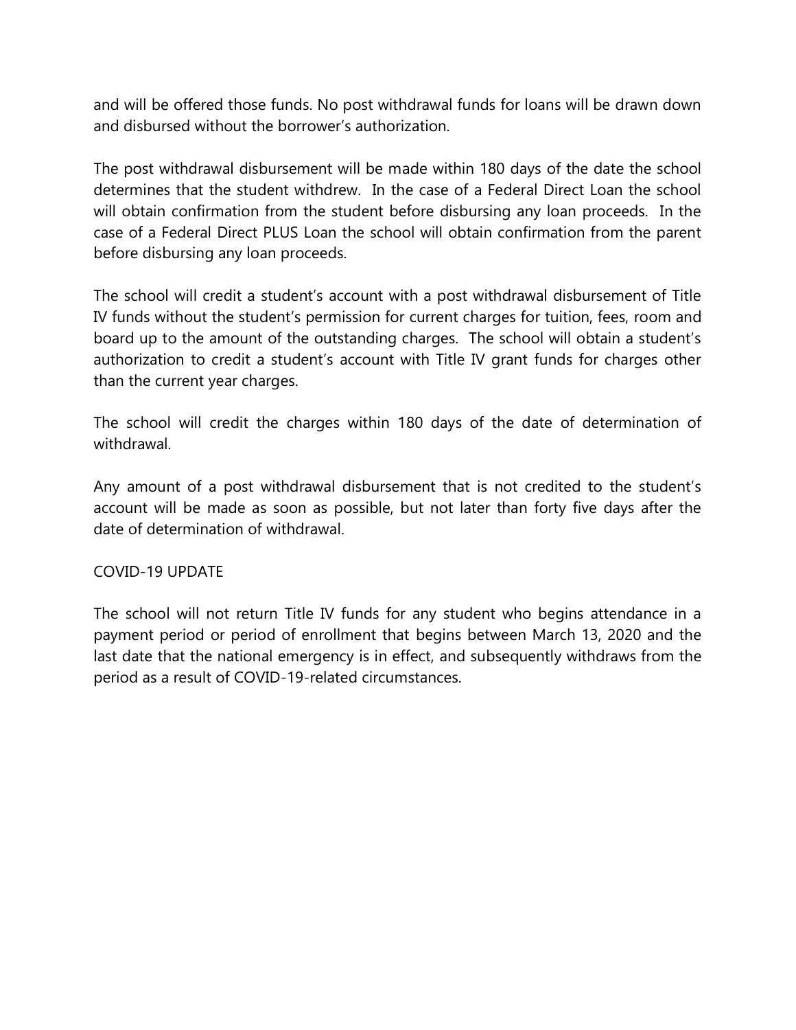and will be offered those funds. No post withdrawal funds for loans will be drawn down and disbursed without the borrower's authorization.

The post withdrawal disbursement will be made within 180 days of the date the school determines that the student withdrew. In the case of a Federal Direct Loan the school will obtain confirmation from the student before disbursing any loan proceeds. In the case of a Federal Direct PLUS Loan the school will obtain confirmation from the parent before disbursing any loan proceeds.

The school will credit a student's account with a post withdrawal disbursement of Title IV funds without the student's permission for current charges for tuition, fees, room and board up to the amount of the outstanding charges. The school will obtain a student's authorization to credit a student's account with Title IV grant funds for charges other than the current year charges.

The school will credit the charges within 180 days of the date of determination of withdrawal.

Any amount of a post withdrawal disbursement that is not credited to the student's account will be made as soon as possible, but not later than forty five days after the date of determination of withdrawal.

COVID-19 UPDATE

The school will not return Title IV funds for any student who begins attendance in a payment period or period of enrollment that begins between March 13, 2020 and the last date that the national emergency is in effect, and subsequently withdraws from the period as a result of COVID-19-related circumstances.